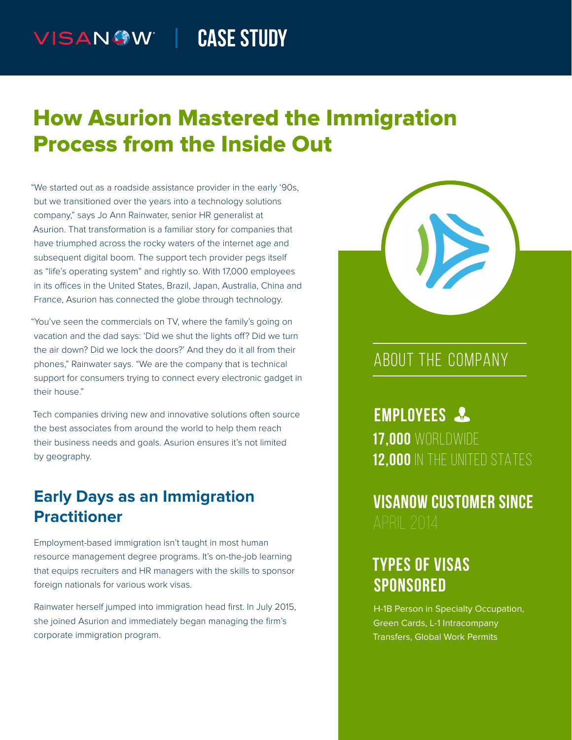VISANOW | CASE STUDY

# How Asurion Mastered the Immigration Process from the Inside Out

"We started out as a roadside assistance provider in the early '90s, but we transitioned over the years into a technology solutions company," says Jo Ann Rainwater, senior HR generalist at Asurion. That transformation is a familiar story for companies that have triumphed across the rocky waters of the internet age and subsequent digital boom. The support tech provider pegs itself as "life's operating system" and rightly so. With 17,000 employees in its offices in the United States, Brazil, Japan, Australia, China and France, Asurion has connected the globe through technology.

"You've seen the commercials on TV, where the family's going on vacation and the dad says: 'Did we shut the lights off? Did we turn the air down? Did we lock the doors?' And they do it all from their phones," Rainwater says. "We are the company that is technical support for consumers trying to connect every electronic gadget in their house."

Tech companies driving new and innovative solutions often source the best associates from around the world to help them reach their business needs and goals. Asurion ensures it's not limited by geography.

## Early Days as an Immigration Practitioner

Employment-based immigration isn't taught in most human resource management degree programs. It's on-the-job learning that equips recruiters and HR managers with the skills to sponsor foreign nationals for various work visas.

Rainwater herself jumped into immigration head first. In July 2015, she joined Asurion and immediately began managing the firm's corporate immigration program.

## ABOUT THE COMPANY

### EMPLOYEES

**17,000** WORLDWIDE
**12,000** IN THE UNITED STATES

### VISANOW CUSTOMER SINCE

APRIL 2014

### TYPES OF VISAS SPONSORED

H-1B Person in Specialty Occupation, Green Cards, L-1 Intracompany Transfers, Global Work Permits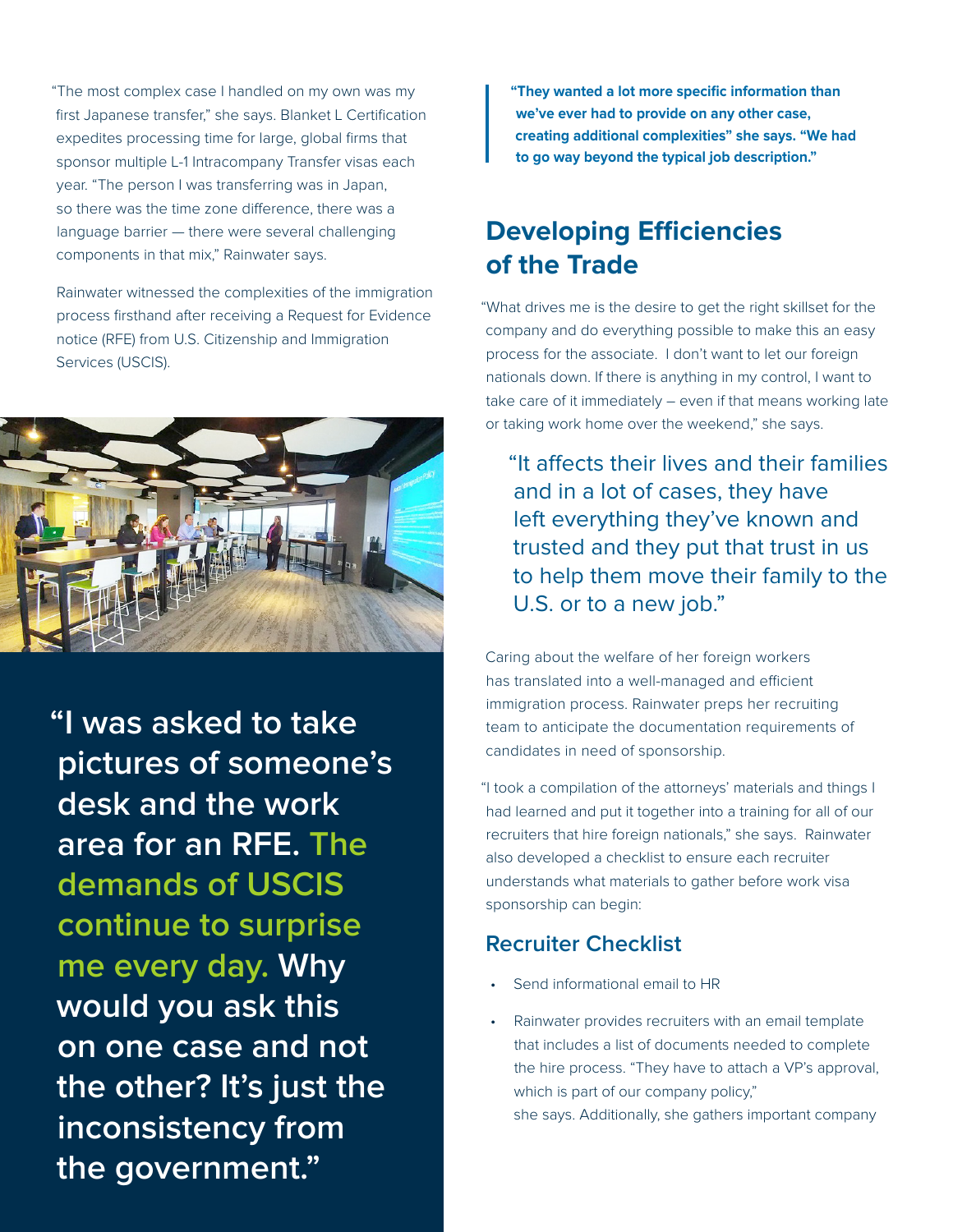"The most complex case I handled on my own was my first Japanese transfer," she says. Blanket L Certification expedites processing time for large, global firms that sponsor multiple L-1 Intracompany Transfer visas each year. "The person I was transferring was in Japan, so there was the time zone difference, there was a language barrier — there were several challenging components in that mix," Rainwater says.

Rainwater witnessed the complexities of the immigration process firsthand after receiving a Request for Evidence notice (RFE) from U.S. Citizenship and Immigration Services (USCIS).

**"I was asked to take pictures of someone's desk and the work area for an RFE. The demands of USCIS continue to surprise me every day. Why would you ask this on one case and not the other? It's just the inconsistency from the government."**

> **"They wanted a lot more specific information than we've ever had to provide on any other case, creating additional complexities" she says. "We had to go way beyond the typical job description."**

## Developing Efficiencies of the Trade

"What drives me is the desire to get the right skillset for the company and do everything possible to make this an easy process for the associate. I don't want to let our foreign nationals down. If there is anything in my control, I want to take care of it immediately – even if that means working late or taking work home over the weekend," she says.

> "It affects their lives and their families and in a lot of cases, they have left everything they've known and trusted and they put that trust in us to help them move their family to the U.S. or to a new job."

Caring about the welfare of her foreign workers has translated into a well-managed and efficient immigration process. Rainwater preps her recruiting team to anticipate the documentation requirements of candidates in need of sponsorship.

"I took a compilation of the attorneys' materials and things I had learned and put it together into a training for all of our recruiters that hire foreign nationals," she says. Rainwater also developed a checklist to ensure each recruiter understands what materials to gather before work visa sponsorship can begin:

### Recruiter Checklist

- Send informational email to HR
- Rainwater provides recruiters with an email template that includes a list of documents needed to complete the hire process. "They have to attach a VP's approval, which is part of our company policy," she says. Additionally, she gathers important company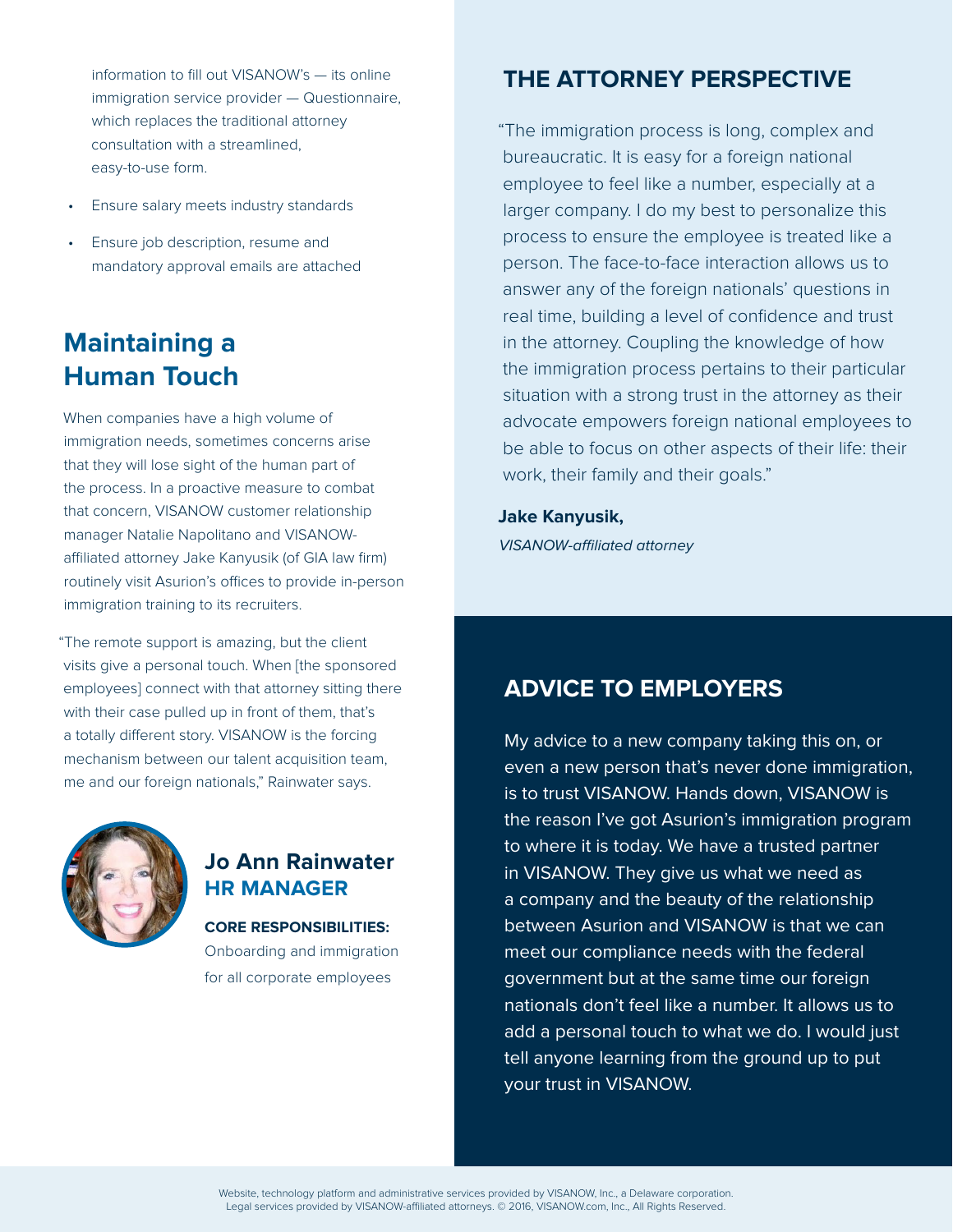information to fill out VISANOW's — its online immigration service provider — Questionnaire, which replaces the traditional attorney consultation with a streamlined, easy-to-use form.

- Ensure salary meets industry standards
- Ensure job description, resume and mandatory approval emails are attached

## Maintaining a Human Touch

When companies have a high volume of immigration needs, sometimes concerns arise that they will lose sight of the human part of the process. In a proactive measure to combat that concern, VISANOW customer relationship manager Natalie Napolitano and VISANOW-affiliated attorney Jake Kanyusik (of GIA law firm) routinely visit Asurion's offices to provide in-person immigration training to its recruiters.

"The remote support is amazing, but the client visits give a personal touch. When [the sponsored employees] connect with that attorney sitting there with their case pulled up in front of them, that's a totally different story. VISANOW is the forcing mechanism between our talent acquisition team, me and our foreign nationals," Rainwater says.

### Jo Ann Rainwater
### HR MANAGER

**CORE RESPONSIBILITIES:**
Onboarding and immigration for all corporate employees

## THE ATTORNEY PERSPECTIVE

"The immigration process is long, complex and bureaucratic. It is easy for a foreign national employee to feel like a number, especially at a larger company. I do my best to personalize this process to ensure the employee is treated like a person. The face-to-face interaction allows us to answer any of the foreign nationals' questions in real time, building a level of confidence and trust in the attorney. Coupling the knowledge of how the immigration process pertains to their particular situation with a strong trust in the attorney as their advocate empowers foreign national employees to be able to focus on other aspects of their life: their work, their family and their goals."

**Jake Kanyusik,**
*VISANOW-affiliated attorney*

## ADVICE TO EMPLOYERS

My advice to a new company taking this on, or even a new person that's never done immigration, is to trust VISANOW. Hands down, VISANOW is the reason I've got Asurion's immigration program to where it is today. We have a trusted partner in VISANOW. They give us what we need as a company and the beauty of the relationship between Asurion and VISANOW is that we can meet our compliance needs with the federal government but at the same time our foreign nationals don't feel like a number. It allows us to add a personal touch to what we do. I would just tell anyone learning from the ground up to put your trust in VISANOW.

Website, technology platform and administrative services provided by VISANOW, Inc., a Delaware corporation. Legal services provided by VISANOW-affiliated attorneys. © 2016, VISANOW.com, Inc., All Rights Reserved.